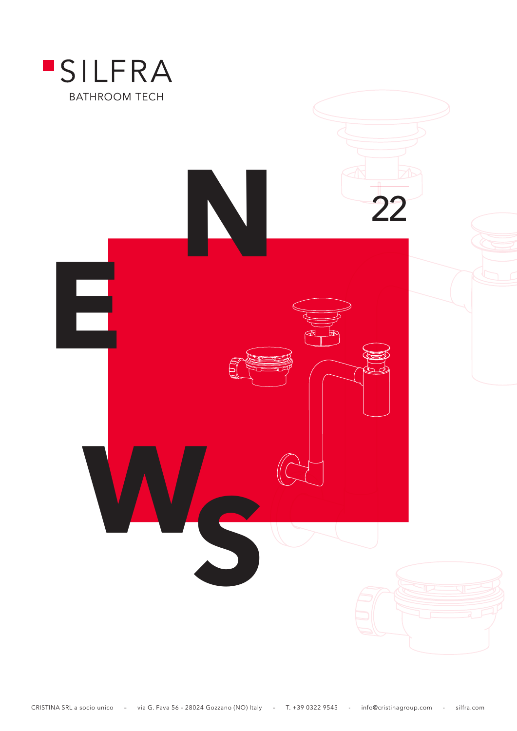# SILFRA

BATHROOM TECH

# NEWS

22

CRISTINA SRL a socio unico - via G. Fava 56 - 28024 Gozzano (NO) Italy - T. +39 0322 9545 - info@cristinagroup.com - silfra.com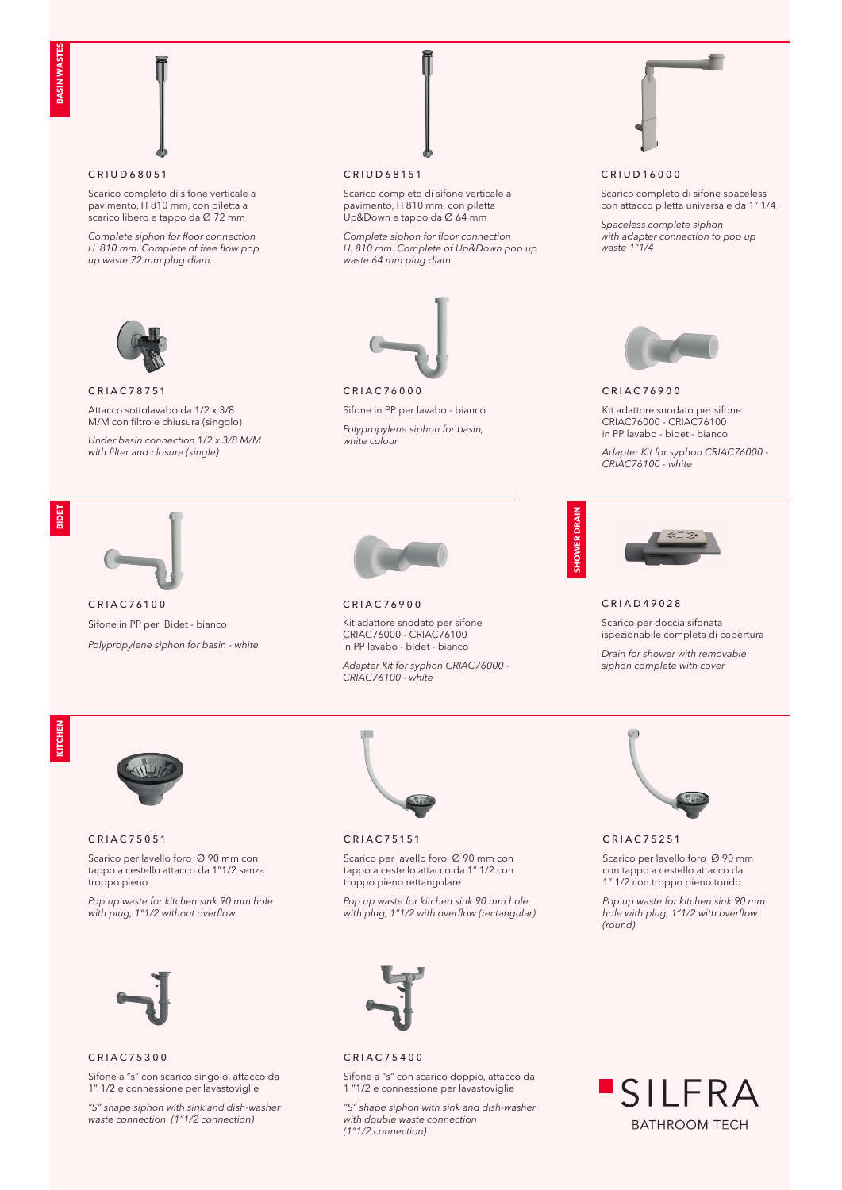## BASIN WASTES

### CRIUD68051

Scarico completo di sifone verticale a pavimento, H 810 mm, con piletta a scarico libero e tappo da Ø 72 mm

*Complete siphon for floor connection H. 810 mm. Complete of free flow pop up waste 72 mm plug diam.*

### CRIUD68151

Scarico completo di sifone verticale a pavimento, H 810 mm, con piletta Up&Down e tappo da Ø 64 mm

*Complete siphon for floor connection H. 810 mm. Complete of Up&Down pop up waste 64 mm plug diam.*

### CRIUD16000

Scarico completo di sifone spaceless con attacco piletta universale da 1" 1/4

*Spaceless complete siphon with adapter connection to pop up waste 1"1/4*

### CRIAC78751

Attacco sottolavabo da 1/2 x 3/8 M/M con filtro e chiusura (singolo)

*Under basin connection 1/2 x 3/8 M/M with filter and closure (single)*

### CRIAC76000

Sifone in PP per lavabo - bianco

*Polypropylene siphon for basin, white colour*

### CRIAC76900

Kit adattore snodato per sifone CRIAC76000 - CRIAC76100 in PP lavabo - bidet - bianco

*Adapter Kit for syphon CRIAC76000 - CRIAC76100 - white*

## BIDET

### CRIAC76100

Sifone in PP per Bidet - bianco

*Polypropylene siphon for basin - white*

### CRIAC76900

Kit adattore snodato per sifone CRIAC76000 - CRIAC76100 in PP lavabo - bidet - bianco

*Adapter Kit for syphon CRIAC76000 - CRIAC76100 - white*

## SHOWER DRAIN

### CRIAD49028

Scarico per doccia sifonata ispezionabile completa di copertura

*Drain for shower with removable siphon complete with cover*

## KITCHEN

### CRIAC75051

Scarico per lavello foro Ø 90 mm con tappo a cestello attacco da 1"1/2 senza troppo pieno

*Pop up waste for kitchen sink 90 mm hole with plug, 1"1/2 without overflow*

### CRIAC75151

Scarico per lavello foro Ø 90 mm con tappo a cestello attacco da 1" 1/2 con troppo pieno rettangolare

*Pop up waste for kitchen sink 90 mm hole with plug, 1"1/2 with overflow (rectangular)*

### CRIAC75251

Scarico per lavello foro Ø 90 mm con tappo a cestello attacco da 1" 1/2 con troppo pieno tondo

*Pop up waste for kitchen sink 90 mm hole with plug, 1"1/2 with overflow (round)*

### CRIAC75300

Sifone a "s" con scarico singolo, attacco da 1" 1/2 e connessione per lavastoviglie

*"S" shape siphon with sink and dish-washer waste connection (1"1/2 connection)*

### CRIAC75400

Sifone a "s" con scarico doppio, attacco da 1 "1/2 e connessione per lavastoviglie

*"S" shape siphon with sink and dish-washer with double waste connection (1"1/2 connection)*

SILFRA
BATHROOM TECH